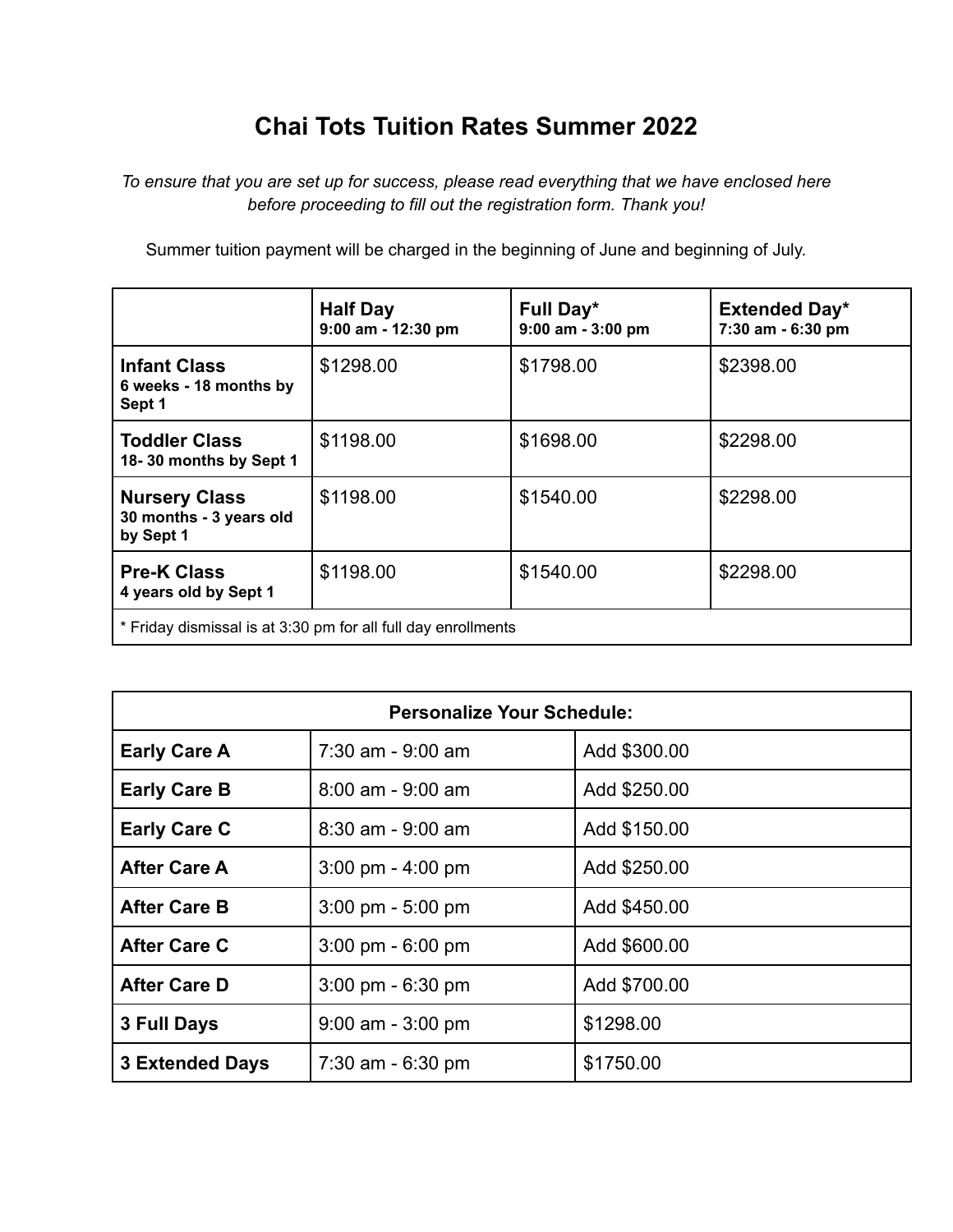# Chai Tots Tuition Rates Summer 2022

*To ensure that you are set up for success, please read everything that we have enclosed here before proceeding to fill out the registration form. Thank you!*

Summer tuition payment will be charged in the beginning of June and beginning of July.

| | **Half Day**<br>**9:00 am - 12:30 pm** | **Full Day***<br>**9:00 am - 3:00 pm** | **Extended Day***<br>**7:30 am - 6:30 pm** |
|---|---|---|---|
| **Infant Class**<br>**6 weeks - 18 months by Sept 1** | $1298.00 | $1798.00 | $2398.00 |
| **Toddler Class**<br>**18- 30 months by Sept 1** | $1198.00 | $1698.00 | $2298.00 |
| **Nursery Class**<br>**30 months - 3 years old by Sept 1** | $1198.00 | $1540.00 | $2298.00 |
| **Pre-K Class**<br>**4 years old by Sept 1** | $1198.00 | $1540.00 | $2298.00 |
| * Friday dismissal is at 3:30 pm for all full day enrollments | | | |

| **Personalize Your Schedule:** | | |
|---|---|---|
| **Early Care A** | 7:30 am - 9:00 am | Add $300.00 |
| **Early Care B** | 8:00 am - 9:00 am | Add $250.00 |
| **Early Care C** | 8:30 am - 9:00 am | Add $150.00 |
| **After Care A** | 3:00 pm - 4:00 pm | Add $250.00 |
| **After Care B** | 3:00 pm - 5:00 pm | Add $450.00 |
| **After Care C** | 3:00 pm - 6:00 pm | Add $600.00 |
| **After Care D** | 3:00 pm - 6:30 pm | Add $700.00 |
| **3 Full Days** | 9:00 am - 3:00 pm | $1298.00 |
| **3 Extended Days** | 7:30 am - 6:30 pm | $1750.00 |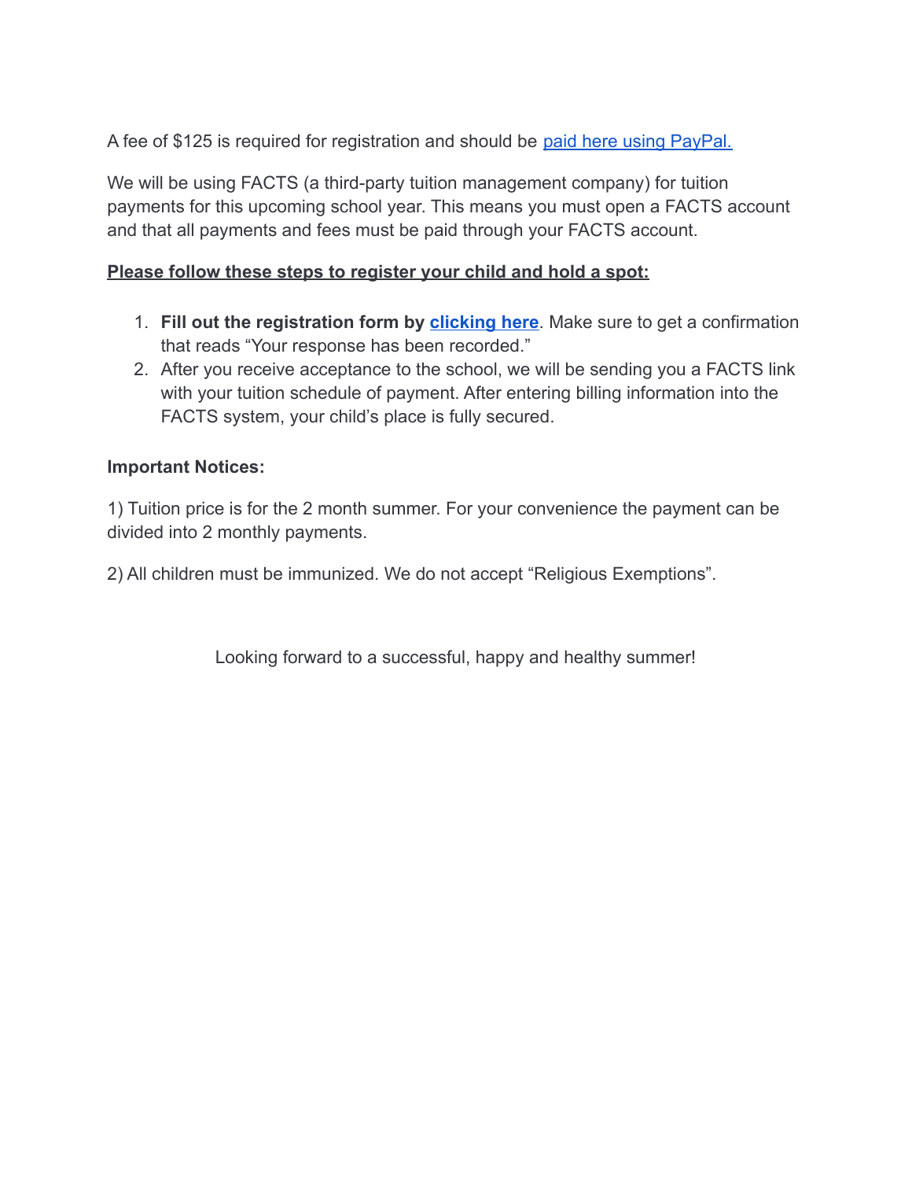A fee of $125 is required for registration and should be paid here using PayPal.

We will be using FACTS (a third-party tuition management company) for tuition payments for this upcoming school year. This means you must open a FACTS account and that all payments and fees must be paid through your FACTS account.

**Please follow these steps to register your child and hold a spot:**

1. **Fill out the registration form by clicking here**. Make sure to get a confirmation that reads "Your response has been recorded."
2. After you receive acceptance to the school, we will be sending you a FACTS link with your tuition schedule of payment. After entering billing information into the FACTS system, your child's place is fully secured.

**Important Notices:**

1) Tuition price is for the 2 month summer. For your convenience the payment can be divided into 2 monthly payments.

2) All children must be immunized. We do not accept "Religious Exemptions".

Looking forward to a successful, happy and healthy summer!